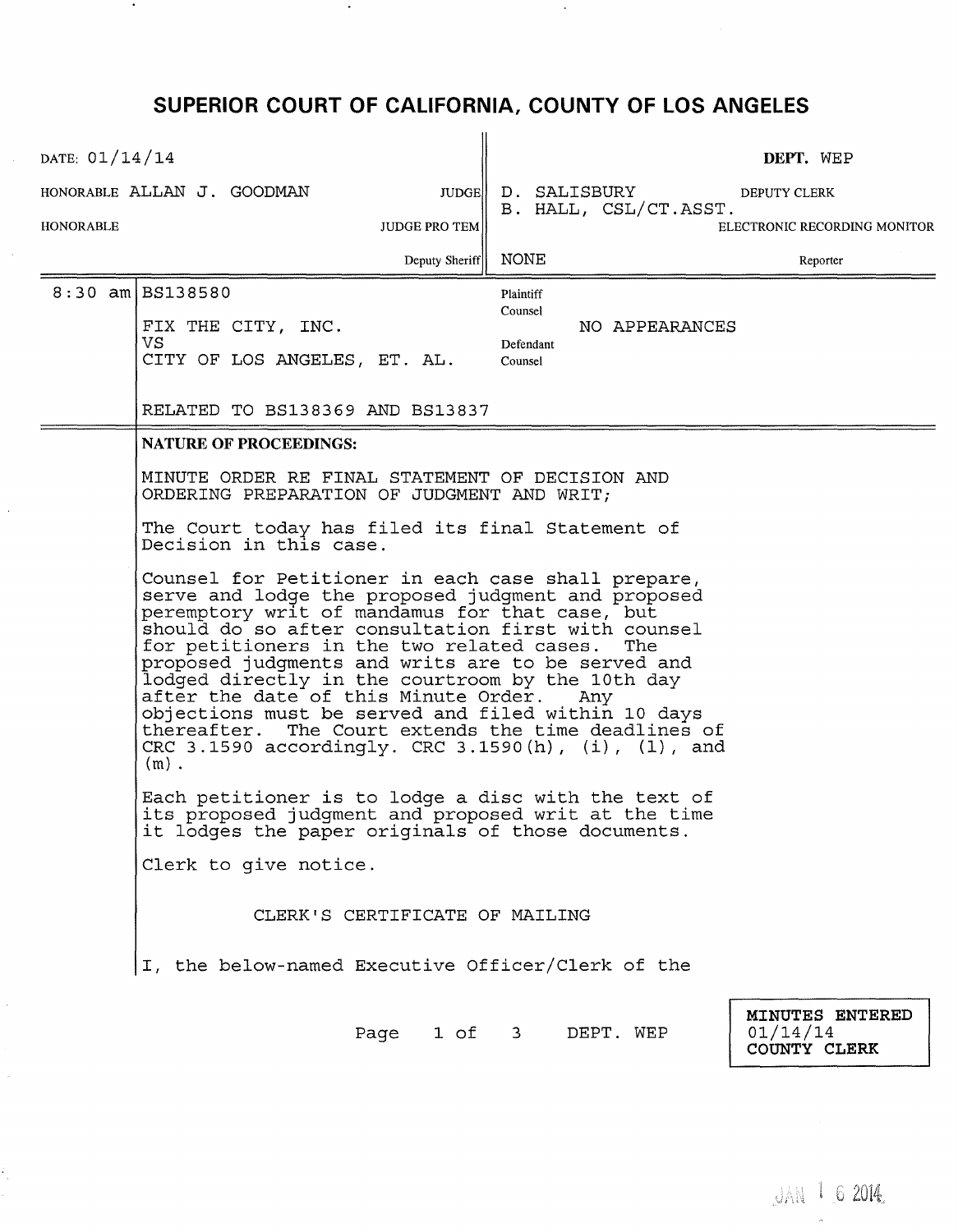# SUPERIOR COURT OF CALIFORNIA, COUNTY OF LOS ANGELES

| DATE: 01/14/14 | | DEPT. WEP |
|---|---|---|
| HONORABLE ALLAN J. GOODMAN | JUDGE | D. SALISBURY DEPUTY CLERK |
| | | B. HALL, CSL/CT.ASST. |
| HONORABLE | JUDGE PRO TEM | ELECTRONIC RECORDING MONITOR |
| | Deputy Sheriff | NONE Reporter |

| | | |
|---|---|---|
| 8:30 am | BS138580<br><br>FIX THE CITY, INC.<br>VS<br>CITY OF LOS ANGELES, ET. AL.<br><br>RELATED TO BS138369 AND BS13837 | Plaintiff Counsel<br>NO APPEARANCES<br>Defendant Counsel |

**NATURE OF PROCEEDINGS:**

MINUTE ORDER RE FINAL STATEMENT OF DECISION AND ORDERING PREPARATION OF JUDGMENT AND WRIT;

The Court today has filed its final Statement of Decision in this case.

Counsel for Petitioner in each case shall prepare, serve and lodge the proposed judgment and proposed peremptory writ of mandamus for that case, but should do so after consultation first with counsel for petitioners in the two related cases. The proposed judgments and writs are to be served and lodged directly in the courtroom by the 10th day after the date of this Minute Order. Any objections must be served and filed within 10 days thereafter. The Court extends the time deadlines of CRC 3.1590 accordingly. CRC 3.1590(h), (i), (l), and (m).

Each petitioner is to lodge a disc with the text of its proposed judgment and proposed writ at the time it lodges the paper originals of those documents.

Clerk to give notice.

CLERK'S CERTIFICATE OF MAILING

I, the below-named Executive Officer/Clerk of the

MINUTES ENTERED
01/14/14
COUNTY CLERK

JAN 16 2014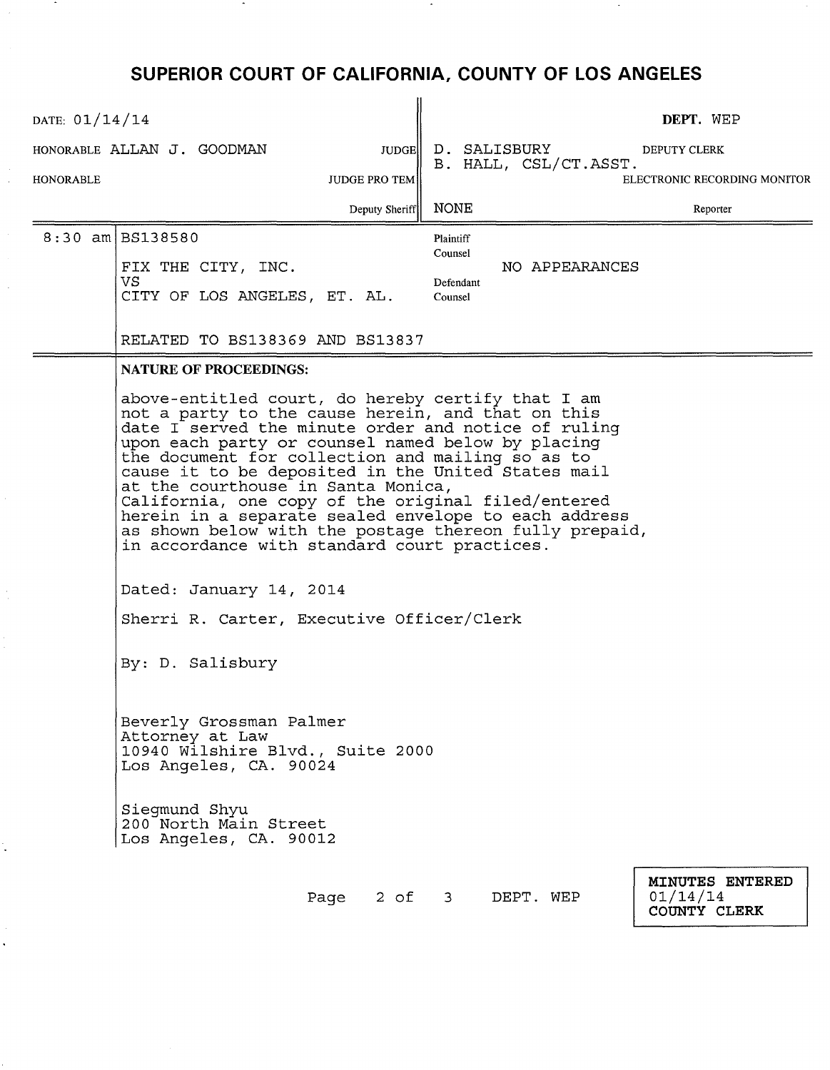# SUPERIOR COURT OF CALIFORNIA, COUNTY OF LOS ANGELES

| | | |
|---|---|---|
| DATE: 01/14/14 | | DEPT. WEP |
| HONORABLE ALLAN J. GOODMAN | JUDGE | D. SALISBURY DEPUTY CLERK |
| | | B. HALL, CSL/CT.ASST. |
| HONORABLE | JUDGE PRO TEM | ELECTRONIC RECORDING MONITOR |
| | Deputy Sheriff | NONE Reporter |

| | | |
|---|---|---|
| 8:30 am | BS138580 | Plaintiff Counsel |
| | FIX THE CITY, INC. VS CITY OF LOS ANGELES, ET. AL. | NO APPEARANCES |
| | | Defendant Counsel |
| | RELATED TO BS138369 AND BS13837 | |

**NATURE OF PROCEEDINGS:**

above-entitled court, do hereby certify that I am not a party to the cause herein, and that on this date I served the minute order and notice of ruling upon each party or counsel named below by placing the document for collection and mailing so as to cause it to be deposited in the United States mail at the courthouse in Santa Monica, California, one copy of the original filed/entered herein in a separate sealed envelope to each address as shown below with the postage thereon fully prepaid, in accordance with standard court practices.

Dated: January 14, 2014

Sherri R. Carter, Executive Officer/Clerk

By: D. Salisbury

Beverly Grossman Palmer
Attorney at Law
10940 Wilshire Blvd., Suite 2000
Los Angeles, CA. 90024

Siegmund Shyu
200 North Main Street
Los Angeles, CA. 90012

DEPT. WEP

MINUTES ENTERED
01/14/14
COUNTY CLERK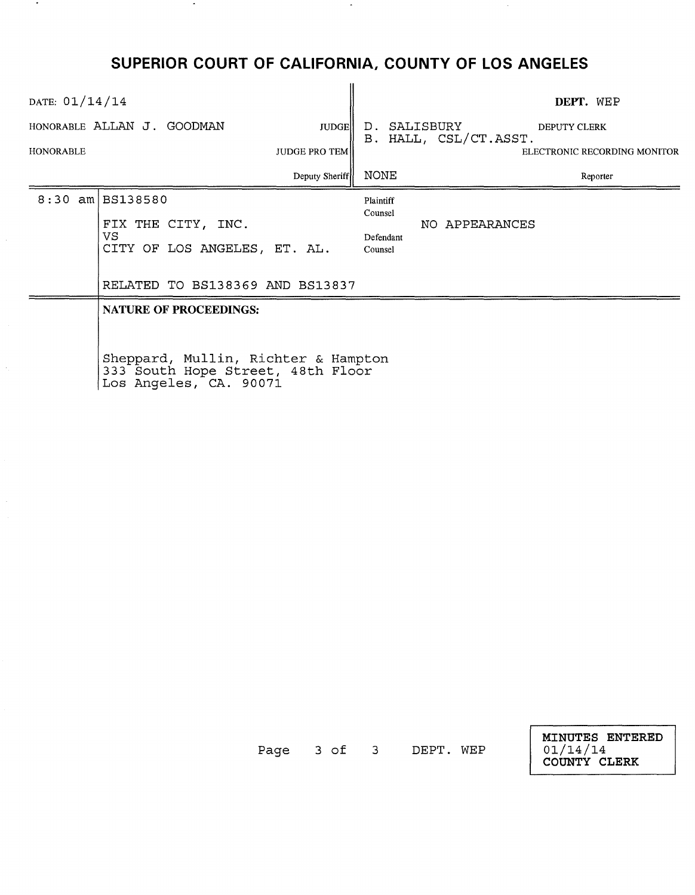# SUPERIOR COURT OF CALIFORNIA, COUNTY OF LOS ANGELES

| | | | |
|---|---|---|---|
| DATE: 01/14/14 | | | DEPT. WEP |
| HONORABLE ALLAN J. GOODMAN | JUDGE | D. SALISBURY | DEPUTY CLERK |
| | | B. HALL, CSL/CT.ASST. | |
| HONORABLE | JUDGE PRO TEM | | ELECTRONIC RECORDING MONITOR |
| | Deputy Sheriff | NONE | Reporter |

| | | | |
|---|---|---|---|
| 8:30 am | BS138580<br><br>FIX THE CITY, INC.<br>VS<br>CITY OF LOS ANGELES, ET. AL.<br><br>RELATED TO BS138369 AND BS13837 | Plaintiff Counsel<br><br>Defendant Counsel | NO APPEARANCES |

**NATURE OF PROCEEDINGS:**

Sheppard, Mullin, Richter & Hampton
333 South Hope Street, 48th Floor
Los Angeles, CA. 90071

DEPT. WEP

MINUTES ENTERED
01/14/14
COUNTY CLERK